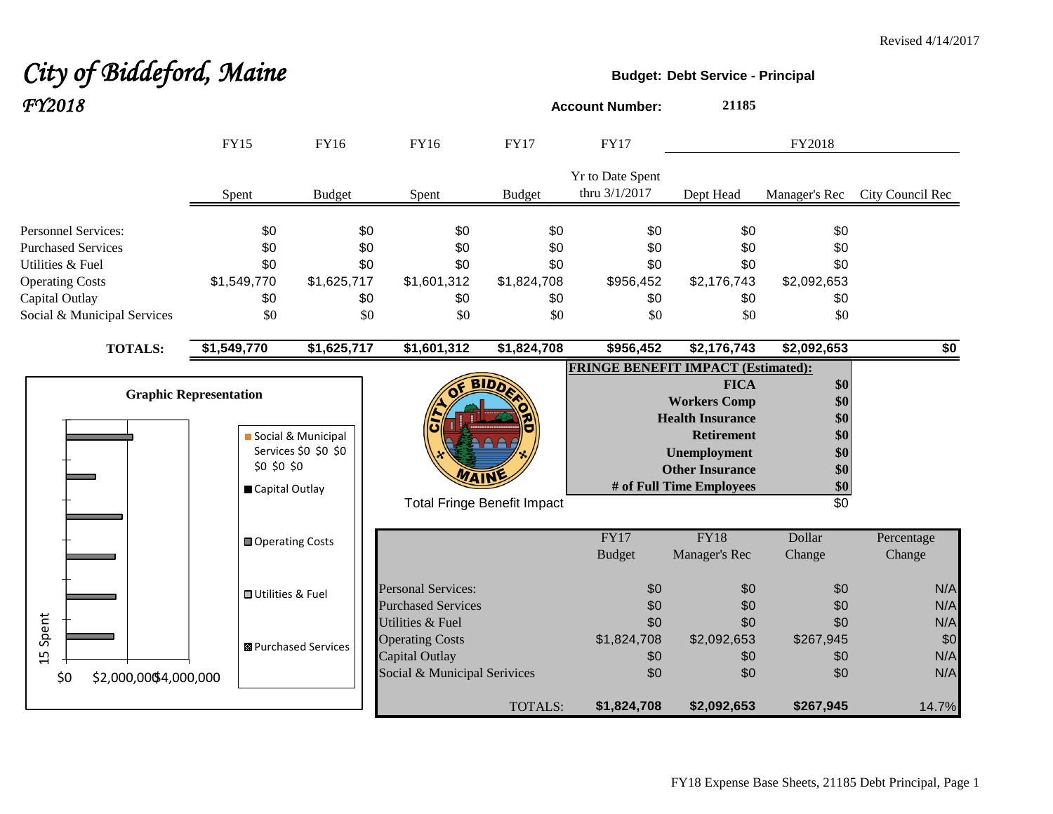Revised 4/14/2017

# *City of Biddeford, Maine*
## *FY2018*

**Budget: Debt Service - Principal**

**Account Number:** **21185**

| | FY15 | FY16 | FY16 | FY17 | FY17 | FY2018 | | |
|---|---|---|---|---|---|---|---|---|
| | Spent | Budget | Spent | Budget | Yr to Date Spent thru 3/1/2017 | Dept Head | Manager's Rec | City Council Rec |
| Personnel Services: | $0 | $0 | $0 | $0 | $0 | $0 | $0 | |
| Purchased Services | $0 | $0 | $0 | $0 | $0 | $0 | $0 | |
| Utilities & Fuel | $0 | $0 | $0 | $0 | $0 | $0 | $0 | |
| Operating Costs | $1,549,770 | $1,625,717 | $1,601,312 | $1,824,708 | $956,452 | $2,176,743 | $2,092,653 | |
| Capital Outlay | $0 | $0 | $0 | $0 | $0 | $0 | $0 | |
| Social & Municipal Services | $0 | $0 | $0 | $0 | $0 | $0 | $0 | |
| **TOTALS:** | **$1,549,770** | **$1,625,717** | **$1,601,312** | **$1,824,708** | **$956,452** | **$2,176,743** | **$2,092,653** | **$0** |

**FRINGE BENEFIT IMPACT (Estimated):**

| | |
|---|---|
| **FICA** | **$0** |
| **Workers Comp** | **$0** |
| **Health Insurance** | **$0** |
| **Retirement** | **$0** |
| **Unemployment** | **$0** |
| **Other Insurance** | **$0** |
| **# of Full Time Employees** | **$0** |
| Total Fringe Benefit Impact | $0 |

**Graphic Representation**

| | FY17 Budget | FY18 Manager's Rec | Dollar Change | Percentage Change |
|---|---|---|---|---|
| Personal Services: | $0 | $0 | $0 | N/A |
| Purchased Services | $0 | $0 | $0 | N/A |
| Utilities & Fuel | $0 | $0 | $0 | N/A |
| Operating Costs | $1,824,708 | $2,092,653 | $267,945 | $0 |
| Capital Outlay | $0 | $0 | $0 | N/A |
| Social & Municipal Serivices | $0 | $0 | $0 | N/A |
| TOTALS: | **$1,824,708** | **$2,092,653** | **$267,945** | 14.7% |

FY18 Expense Base Sheets, 21185 Debt Principal, Page 1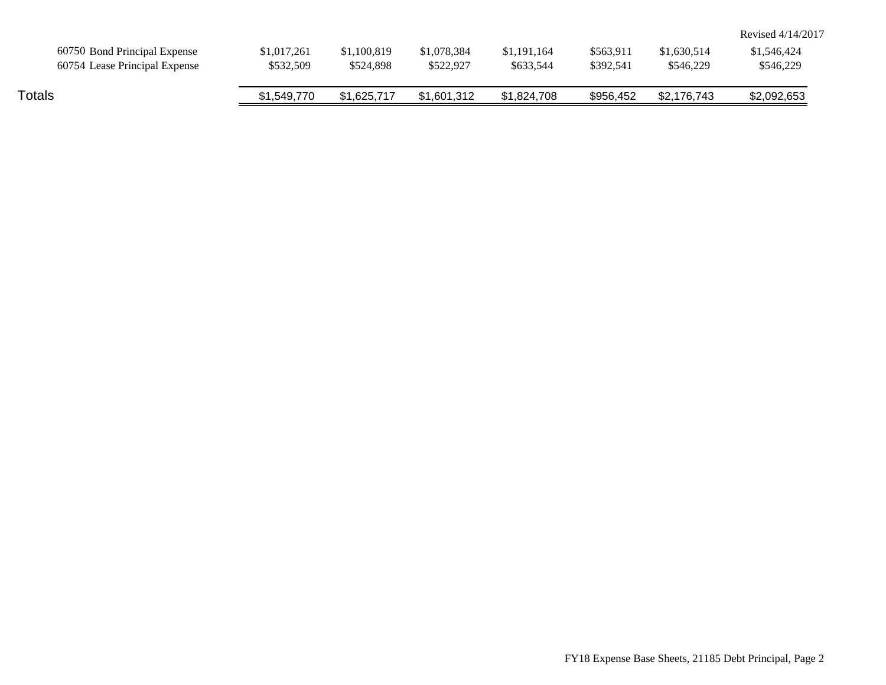Revised 4/14/2017

| | | | | | | | |
|---|---|---|---|---|---|---|---|
| 60750 Bond Principal Expense | $1,017,261 | $1,100,819 | $1,078,384 | $1,191,164 | $563,911 | $1,630,514 | $1,546,424 |
| 60754 Lease Principal Expense | $532,509 | $524,898 | $522,927 | $633,544 | $392,541 | $546,229 | $546,229 |
| Totals | $1,549,770 | $1,625,717 | $1,601,312 | $1,824,708 | $956,452 | $2,176,743 | $2,092,653 |

FY18 Expense Base Sheets, 21185 Debt Principal, Page 2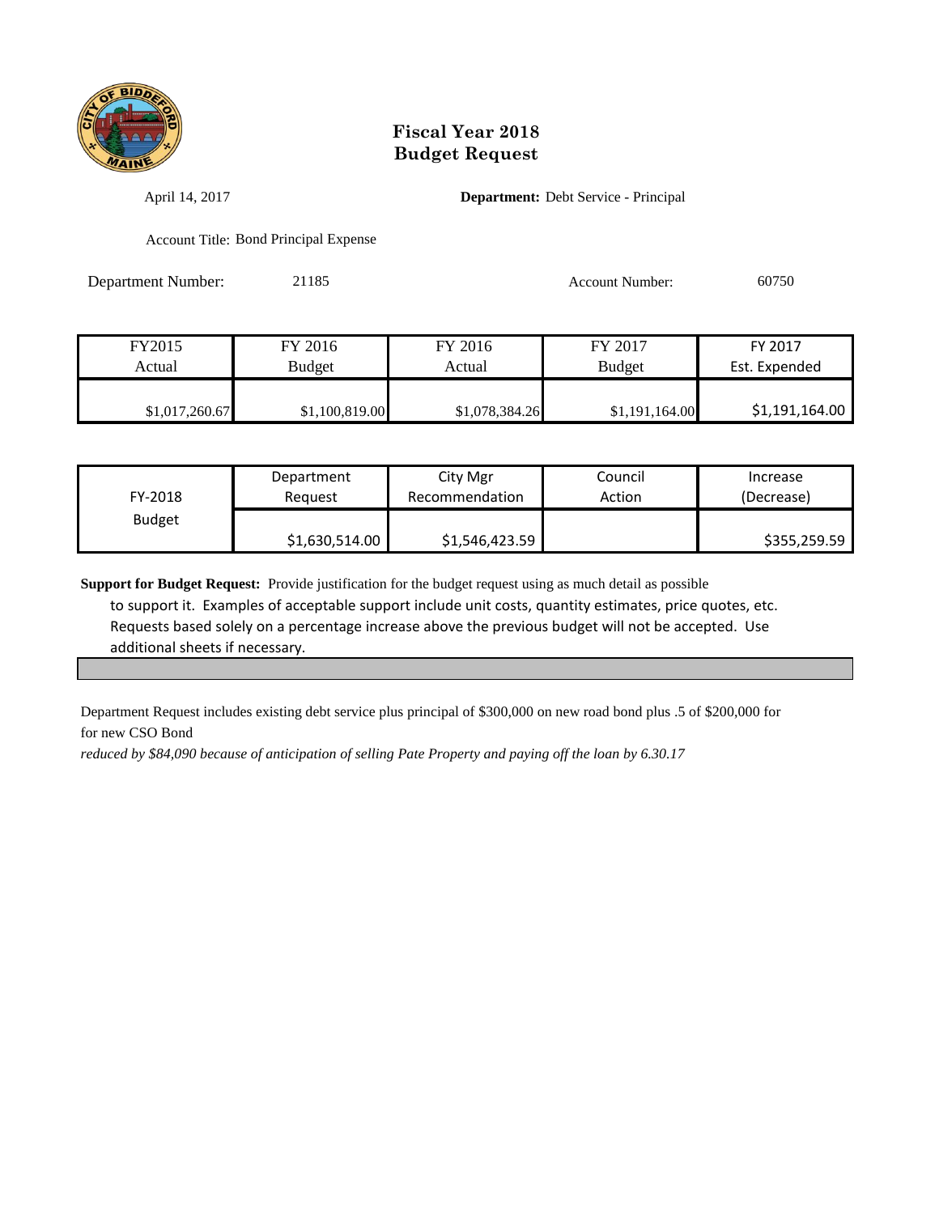# Fiscal Year 2018
# Budget Request

April 14, 2017

**Department:** Debt Service - Principal

Account Title: Bond Principal Expense

Department Number: 21185

Account Number: 60750

| FY2015 Actual | FY 2016 Budget | FY 2016 Actual | FY 2017 Budget | FY 2017 Est. Expended |
|---|---|---|---|---|
| $1,017,260.67 | $1,100,819.00 | $1,078,384.26 | $1,191,164.00 | $1,191,164.00 |

| FY-2018 Budget | Department Request | City Mgr Recommendation | Council Action | Increase (Decrease) |
|---|---|---|---|---|
| | $1,630,514.00 | $1,546,423.59 | | $355,259.59 |

**Support for Budget Request:** Provide justification for the budget request using as much detail as possible to support it. Examples of acceptable support include unit costs, quantity estimates, price quotes, etc. Requests based solely on a percentage increase above the previous budget will not be accepted. Use additional sheets if necessary.

Department Request includes existing debt service plus principal of $300,000 on new road bond plus .5 of $200,000 for for new CSO Bond

*reduced by $84,090 because of anticipation of selling Pate Property and paying off the loan by 6.30.17*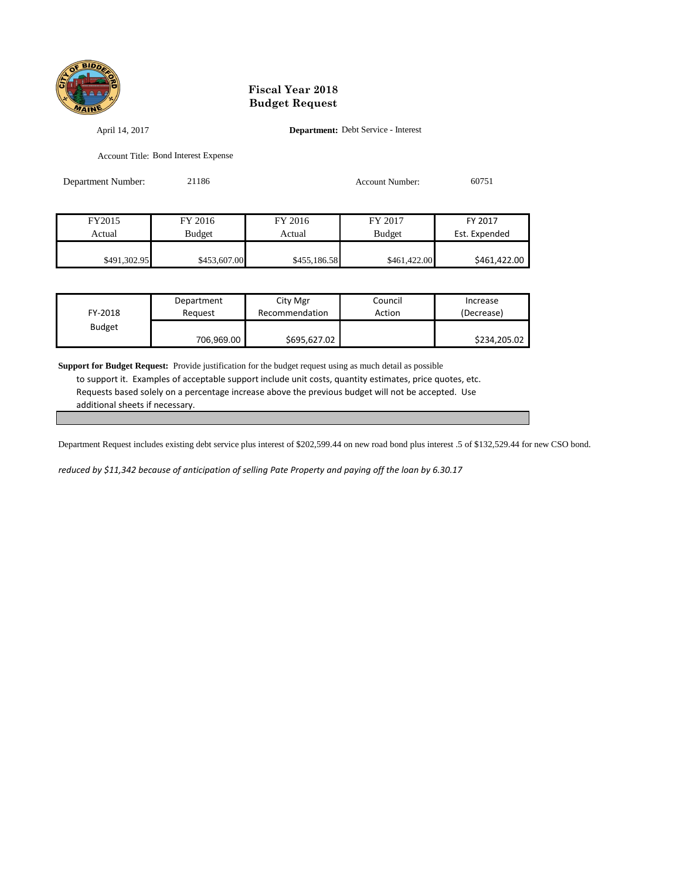# Fiscal Year 2018
# Budget Request

April 14, 2017

**Department:** Debt Service - Interest

Account Title: Bond Interest Expense

Department Number: 21186

Account Number: 60751

| FY2015 Actual | FY 2016 Budget | FY 2016 Actual | FY 2017 Budget | FY 2017 Est. Expended |
|---|---|---|---|---|
| $491,302.95 | $453,607.00 | $455,186.58 | $461,422.00 | $461,422.00 |

| FY-2018 Budget | Department Request | City Mgr Recommendation | Council Action | Increase (Decrease) |
|---|---|---|---|---|
| | 706,969.00 | $695,627.02 | | $234,205.02 |

**Support for Budget Request:** Provide justification for the budget request using as much detail as possible to support it. Examples of acceptable support include unit costs, quantity estimates, price quotes, etc. Requests based solely on a percentage increase above the previous budget will not be accepted. Use additional sheets if necessary.

Department Request includes existing debt service plus interest of $202,599.44 on new road bond plus interest .5 of $132,529.44 for new CSO bond.

*reduced by $11,342 because of anticipation of selling Pate Property and paying off the loan by 6.30.17*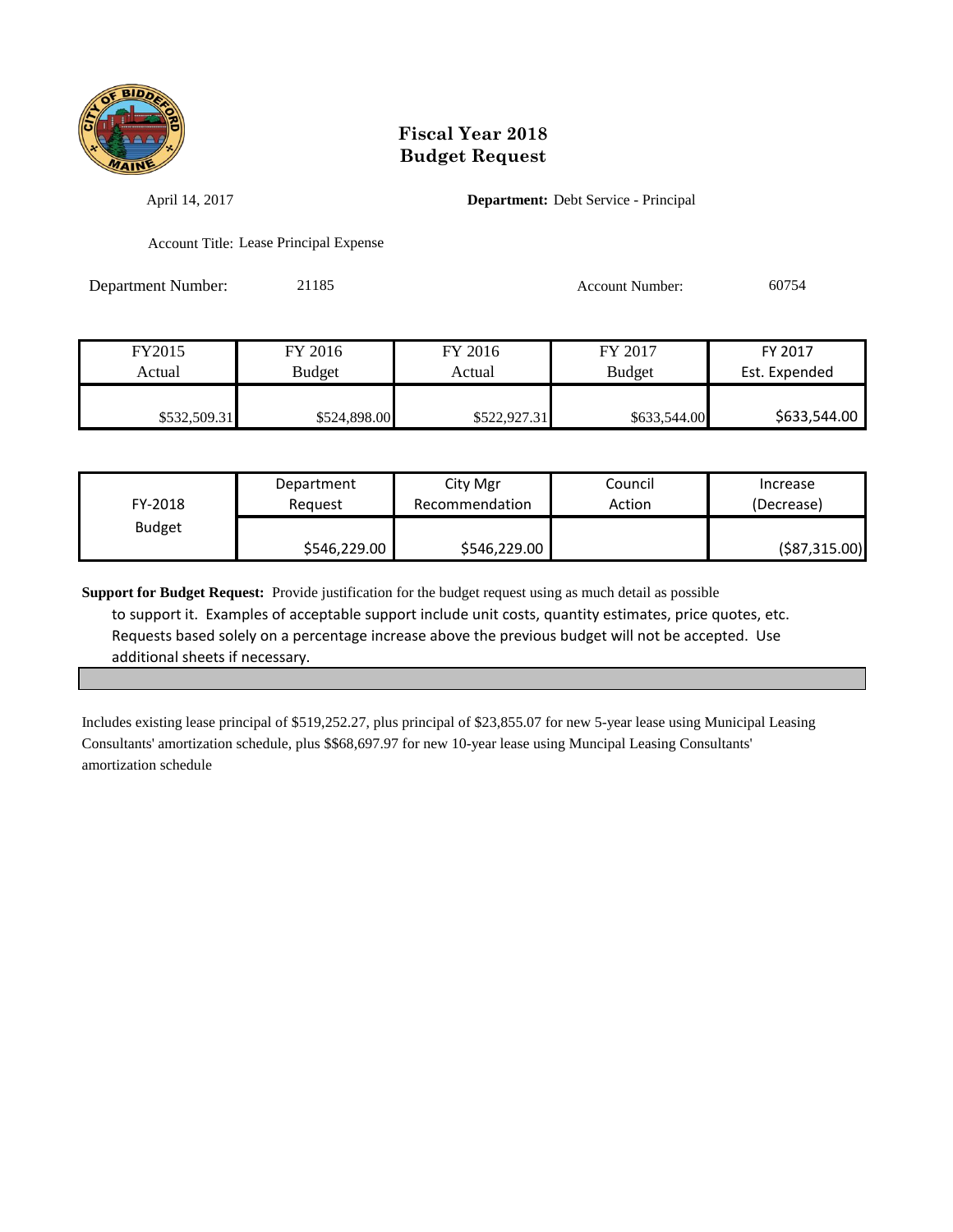# Fiscal Year 2018
# Budget Request

April 14, 2017

**Department:** Debt Service - Principal

Account Title: Lease Principal Expense

Department Number: 21185

Account Number: 60754

| FY2015 Actual | FY 2016 Budget | FY 2016 Actual | FY 2017 Budget | FY 2017 Est. Expended |
|---|---|---|---|---|
| $532,509.31 | $524,898.00 | $522,927.31 | $633,544.00 | $633,544.00 |

| FY-2018 Budget | Department Request | City Mgr Recommendation | Council Action | Increase (Decrease) |
|---|---|---|---|---|
| | $546,229.00 | $546,229.00 | | ($87,315.00) |

**Support for Budget Request:** Provide justification for the budget request using as much detail as possible to support it. Examples of acceptable support include unit costs, quantity estimates, price quotes, etc. Requests based solely on a percentage increase above the previous budget will not be accepted. Use additional sheets if necessary.

Includes existing lease principal of $519,252.27, plus principal of $23,855.07 for new 5-year lease using Municipal Leasing Consultants' amortization schedule, plus $$68,697.97 for new 10-year lease using Muncipal Leasing Consultants' amortization schedule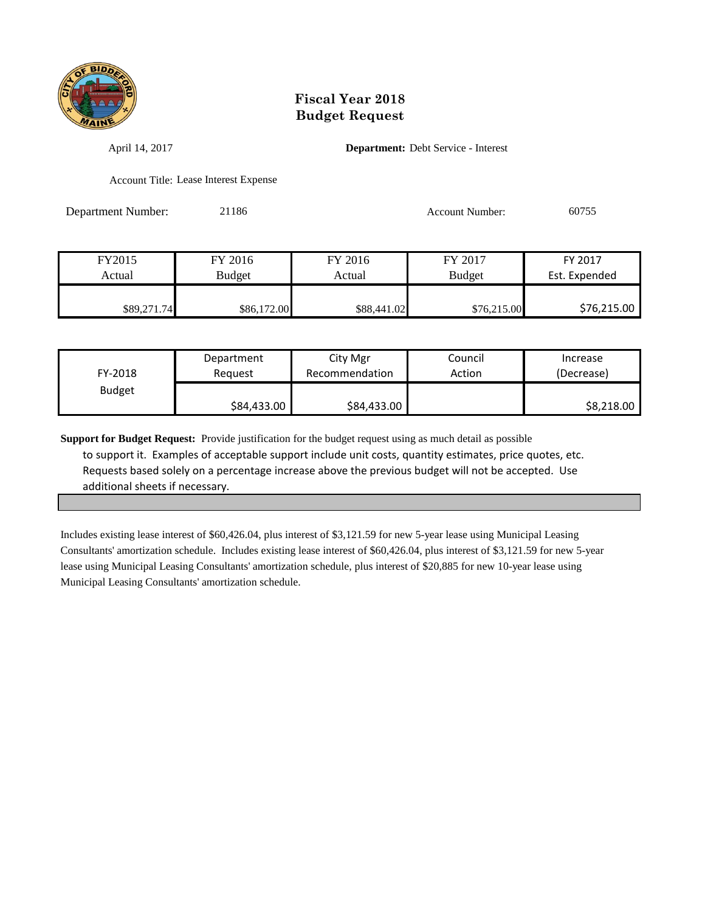# Fiscal Year 2018
# Budget Request

April 14, 2017

**Department:** Debt Service - Interest

Account Title: Lease Interest Expense

Department Number: 21186

Account Number: 60755

| FY2015 Actual | FY 2016 Budget | FY 2016 Actual | FY 2017 Budget | FY 2017 Est. Expended |
|---|---|---|---|---|
| $89,271.74 | $86,172.00 | $88,441.02 | $76,215.00 | $76,215.00 |

| FY-2018 Budget | Department Request | City Mgr Recommendation | Council Action | Increase (Decrease) |
|---|---|---|---|---|
| | $84,433.00 | $84,433.00 | | $8,218.00 |

**Support for Budget Request:** Provide justification for the budget request using as much detail as possible to support it. Examples of acceptable support include unit costs, quantity estimates, price quotes, etc. Requests based solely on a percentage increase above the previous budget will not be accepted. Use additional sheets if necessary.

Includes existing lease interest of $60,426.04, plus interest of $3,121.59 for new 5-year lease using Municipal Leasing Consultants' amortization schedule. Includes existing lease interest of $60,426.04, plus interest of $3,121.59 for new 5-year lease using Municipal Leasing Consultants' amortization schedule, plus interest of $20,885 for new 10-year lease using Municipal Leasing Consultants' amortization schedule.